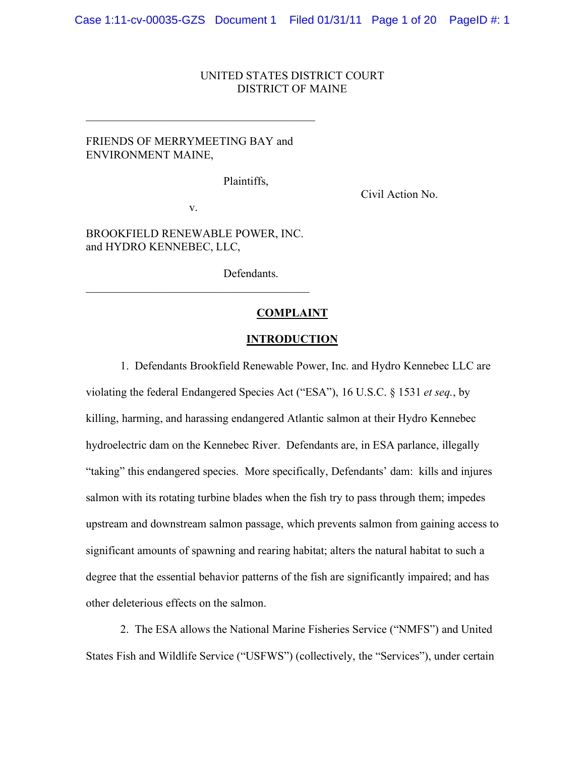UNITED STATES DISTRICT COURT
DISTRICT OF MAINE

---

FRIENDS OF MERRYMEETING BAY and ENVIRONMENT MAINE,

Plaintiffs,

v.

BROOKFIELD RENEWABLE POWER, INC. and HYDRO KENNEBEC, LLC,

Defendants.

---

Civil Action No.

## COMPLAINT

## INTRODUCTION

1. Defendants Brookfield Renewable Power, Inc. and Hydro Kennebec LLC are violating the federal Endangered Species Act ("ESA"), 16 U.S.C. § 1531 *et seq.*, by killing, harming, and harassing endangered Atlantic salmon at their Hydro Kennebec hydroelectric dam on the Kennebec River. Defendants are, in ESA parlance, illegally "taking" this endangered species. More specifically, Defendants' dam: kills and injures salmon with its rotating turbine blades when the fish try to pass through them; impedes upstream and downstream salmon passage, which prevents salmon from gaining access to significant amounts of spawning and rearing habitat; alters the natural habitat to such a degree that the essential behavior patterns of the fish are significantly impaired; and has other deleterious effects on the salmon.

2. The ESA allows the National Marine Fisheries Service ("NMFS") and United States Fish and Wildlife Service ("USFWS") (collectively, the "Services"), under certain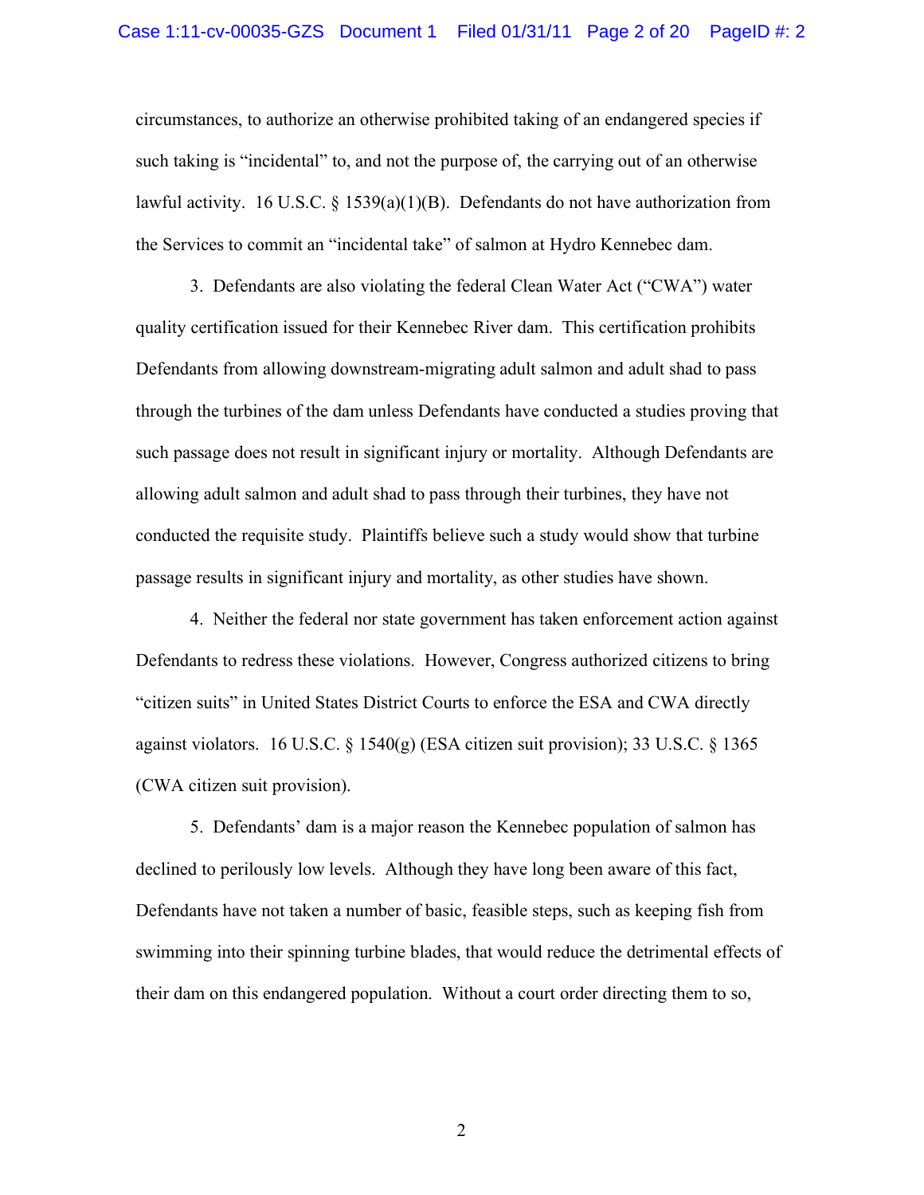circumstances, to authorize an otherwise prohibited taking of an endangered species if such taking is "incidental" to, and not the purpose of, the carrying out of an otherwise lawful activity. 16 U.S.C. § 1539(a)(1)(B). Defendants do not have authorization from the Services to commit an "incidental take" of salmon at Hydro Kennebec dam.

3. Defendants are also violating the federal Clean Water Act ("CWA") water quality certification issued for their Kennebec River dam. This certification prohibits Defendants from allowing downstream-migrating adult salmon and adult shad to pass through the turbines of the dam unless Defendants have conducted a studies proving that such passage does not result in significant injury or mortality. Although Defendants are allowing adult salmon and adult shad to pass through their turbines, they have not conducted the requisite study. Plaintiffs believe such a study would show that turbine passage results in significant injury and mortality, as other studies have shown.

4. Neither the federal nor state government has taken enforcement action against Defendants to redress these violations. However, Congress authorized citizens to bring "citizen suits" in United States District Courts to enforce the ESA and CWA directly against violators. 16 U.S.C. § 1540(g) (ESA citizen suit provision); 33 U.S.C. § 1365 (CWA citizen suit provision).

5. Defendants' dam is a major reason the Kennebec population of salmon has declined to perilously low levels. Although they have long been aware of this fact, Defendants have not taken a number of basic, feasible steps, such as keeping fish from swimming into their spinning turbine blades, that would reduce the detrimental effects of their dam on this endangered population. Without a court order directing them to so,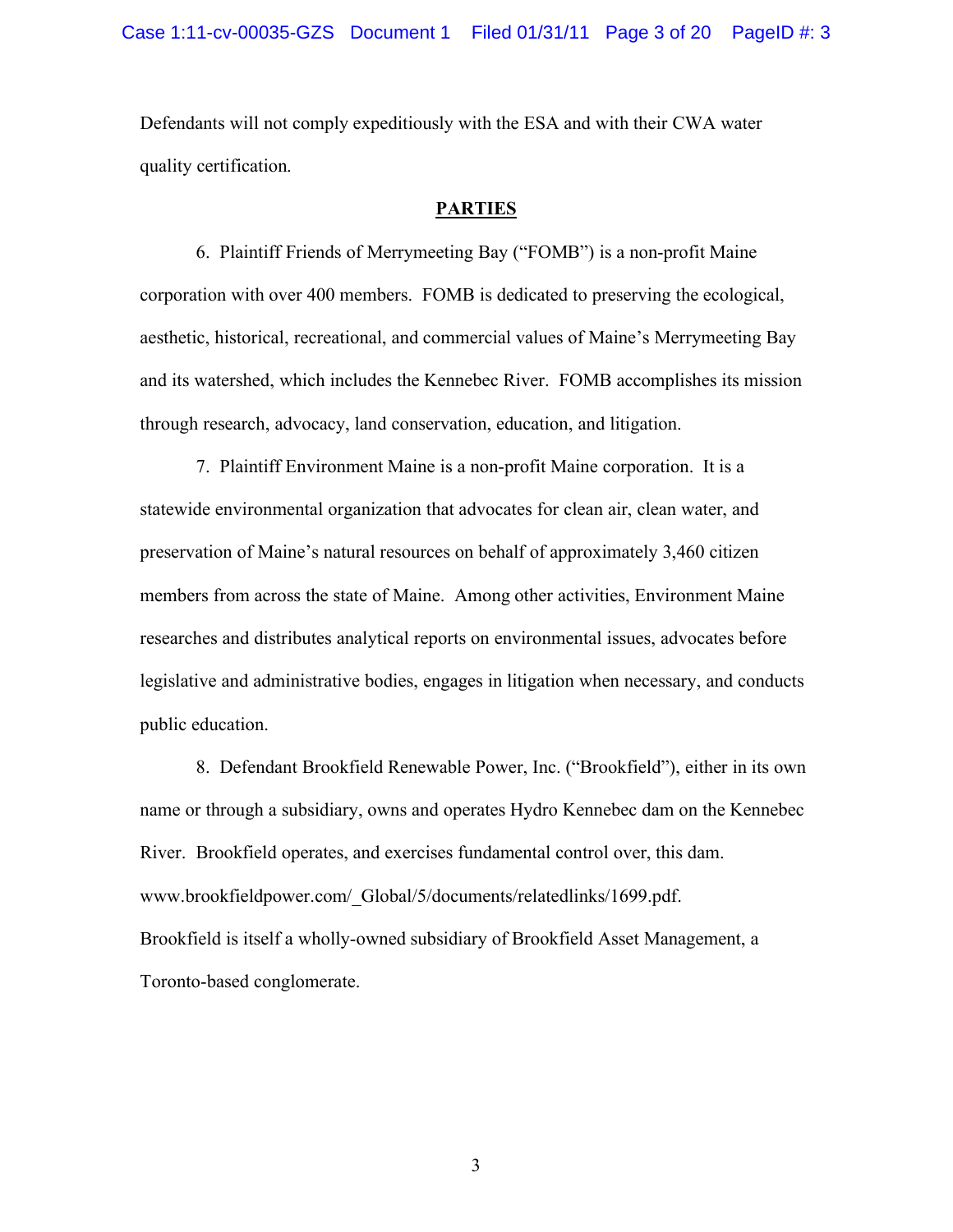Defendants will not comply expeditiously with the ESA and with their CWA water quality certification.

## PARTIES

6. Plaintiff Friends of Merrymeeting Bay ("FOMB") is a non-profit Maine corporation with over 400 members. FOMB is dedicated to preserving the ecological, aesthetic, historical, recreational, and commercial values of Maine's Merrymeeting Bay and its watershed, which includes the Kennebec River. FOMB accomplishes its mission through research, advocacy, land conservation, education, and litigation.

7. Plaintiff Environment Maine is a non-profit Maine corporation. It is a statewide environmental organization that advocates for clean air, clean water, and preservation of Maine's natural resources on behalf of approximately 3,460 citizen members from across the state of Maine. Among other activities, Environment Maine researches and distributes analytical reports on environmental issues, advocates before legislative and administrative bodies, engages in litigation when necessary, and conducts public education.

8. Defendant Brookfield Renewable Power, Inc. ("Brookfield"), either in its own name or through a subsidiary, owns and operates Hydro Kennebec dam on the Kennebec River. Brookfield operates, and exercises fundamental control over, this dam. www.brookfieldpower.com/_Global/5/documents/relatedlinks/1699.pdf. Brookfield is itself a wholly-owned subsidiary of Brookfield Asset Management, a Toronto-based conglomerate.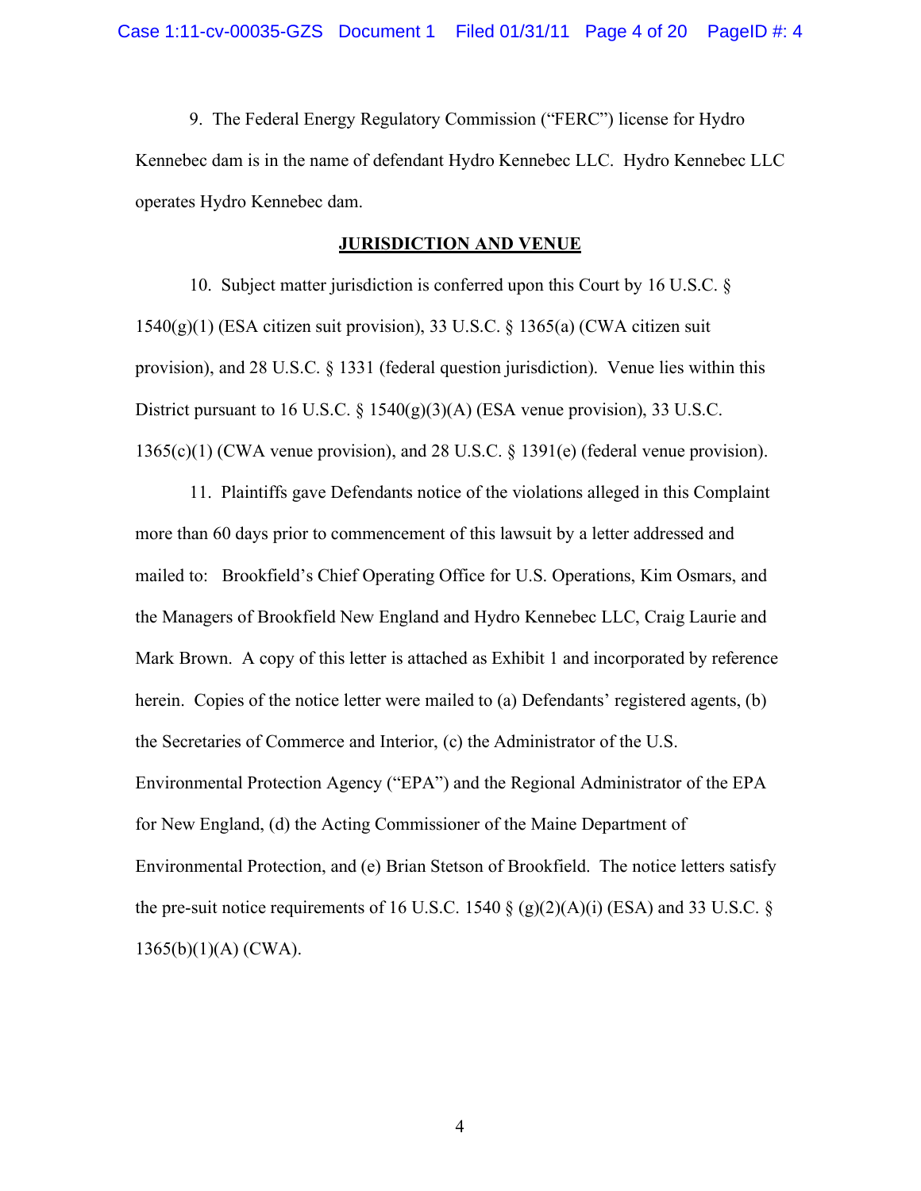9. The Federal Energy Regulatory Commission ("FERC") license for Hydro Kennebec dam is in the name of defendant Hydro Kennebec LLC. Hydro Kennebec LLC operates Hydro Kennebec dam.

## JURISDICTION AND VENUE

10. Subject matter jurisdiction is conferred upon this Court by 16 U.S.C. § 1540(g)(1) (ESA citizen suit provision), 33 U.S.C. § 1365(a) (CWA citizen suit provision), and 28 U.S.C. § 1331 (federal question jurisdiction). Venue lies within this District pursuant to 16 U.S.C. § 1540(g)(3)(A) (ESA venue provision), 33 U.S.C. 1365(c)(1) (CWA venue provision), and 28 U.S.C. § 1391(e) (federal venue provision).

11. Plaintiffs gave Defendants notice of the violations alleged in this Complaint more than 60 days prior to commencement of this lawsuit by a letter addressed and mailed to: Brookfield's Chief Operating Office for U.S. Operations, Kim Osmars, and the Managers of Brookfield New England and Hydro Kennebec LLC, Craig Laurie and Mark Brown. A copy of this letter is attached as Exhibit 1 and incorporated by reference herein. Copies of the notice letter were mailed to (a) Defendants' registered agents, (b) the Secretaries of Commerce and Interior, (c) the Administrator of the U.S. Environmental Protection Agency ("EPA") and the Regional Administrator of the EPA for New England, (d) the Acting Commissioner of the Maine Department of Environmental Protection, and (e) Brian Stetson of Brookfield. The notice letters satisfy the pre-suit notice requirements of 16 U.S.C. 1540 § (g)(2)(A)(i) (ESA) and 33 U.S.C. § 1365(b)(1)(A) (CWA).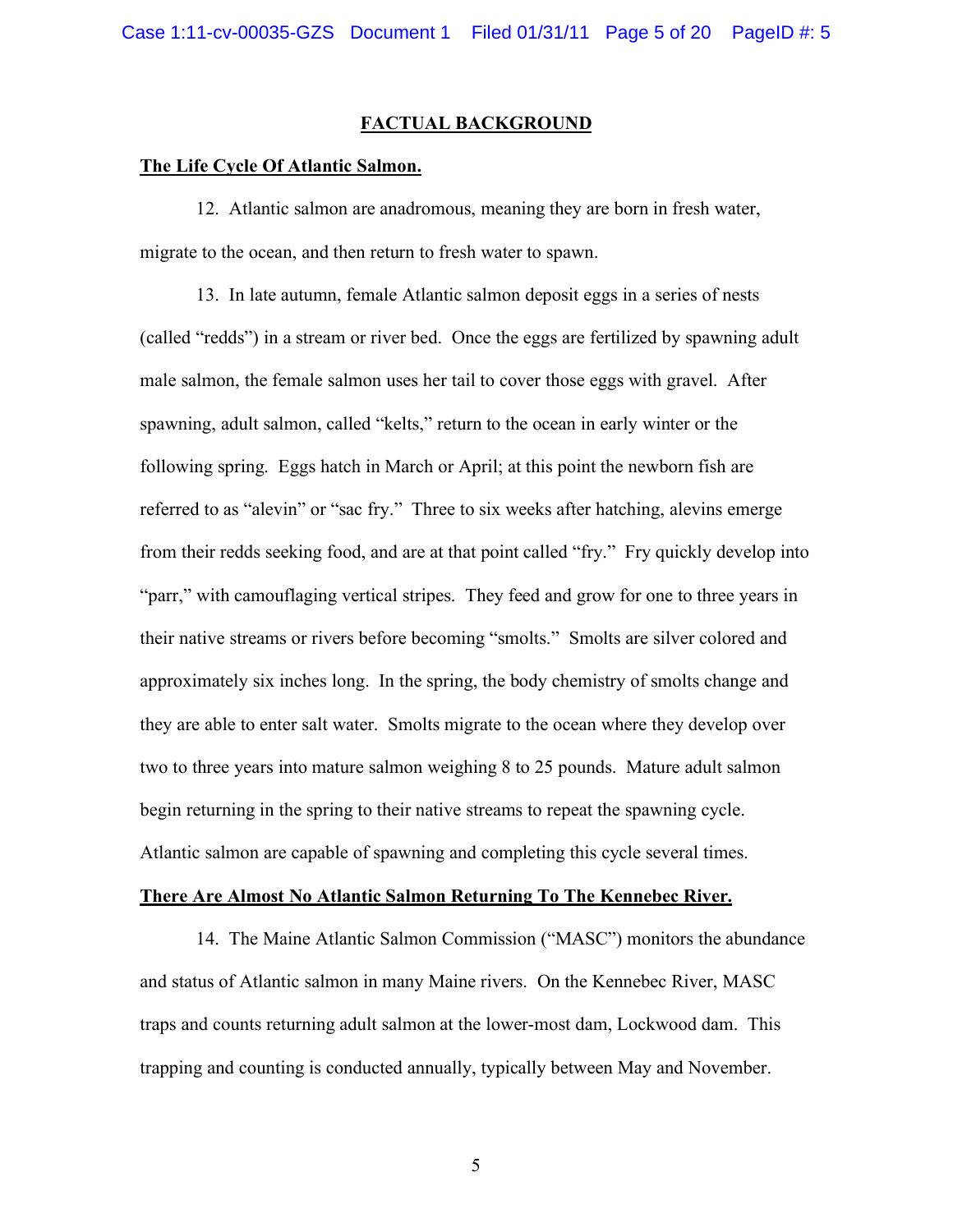## FACTUAL BACKGROUND

**The Life Cycle Of Atlantic Salmon.**

12. Atlantic salmon are anadromous, meaning they are born in fresh water, migrate to the ocean, and then return to fresh water to spawn.

13. In late autumn, female Atlantic salmon deposit eggs in a series of nests (called "redds") in a stream or river bed. Once the eggs are fertilized by spawning adult male salmon, the female salmon uses her tail to cover those eggs with gravel. After spawning, adult salmon, called "kelts," return to the ocean in early winter or the following spring. Eggs hatch in March or April; at this point the newborn fish are referred to as "alevin" or "sac fry." Three to six weeks after hatching, alevins emerge from their redds seeking food, and are at that point called "fry." Fry quickly develop into "parr," with camouflaging vertical stripes. They feed and grow for one to three years in their native streams or rivers before becoming "smolts." Smolts are silver colored and approximately six inches long. In the spring, the body chemistry of smolts change and they are able to enter salt water. Smolts migrate to the ocean where they develop over two to three years into mature salmon weighing 8 to 25 pounds. Mature adult salmon begin returning in the spring to their native streams to repeat the spawning cycle. Atlantic salmon are capable of spawning and completing this cycle several times.

**There Are Almost No Atlantic Salmon Returning To The Kennebec River.**

14. The Maine Atlantic Salmon Commission ("MASC") monitors the abundance and status of Atlantic salmon in many Maine rivers. On the Kennebec River, MASC traps and counts returning adult salmon at the lower-most dam, Lockwood dam. This trapping and counting is conducted annually, typically between May and November.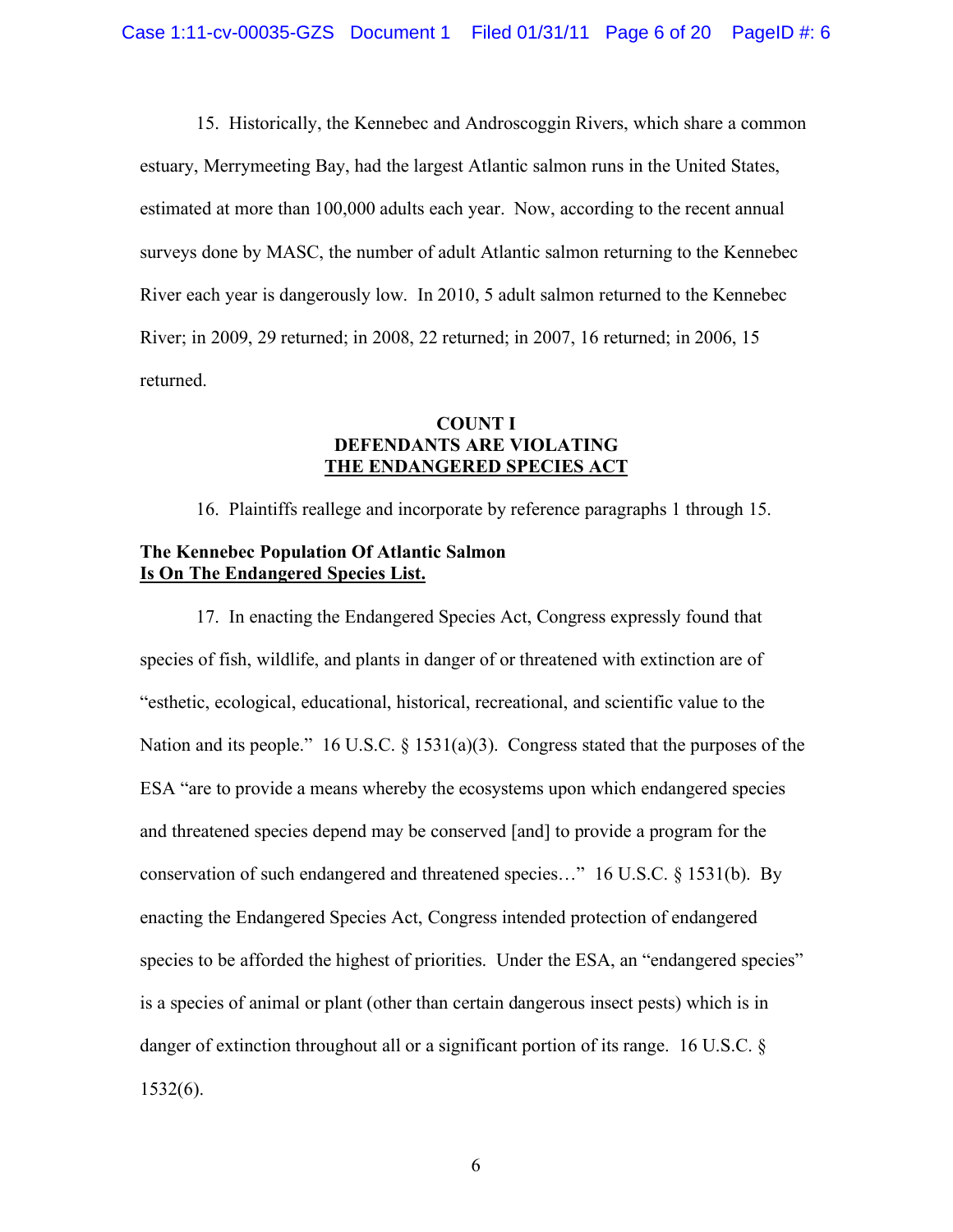15. Historically, the Kennebec and Androscoggin Rivers, which share a common estuary, Merrymeeting Bay, had the largest Atlantic salmon runs in the United States, estimated at more than 100,000 adults each year. Now, according to the recent annual surveys done by MASC, the number of adult Atlantic salmon returning to the Kennebec River each year is dangerously low. In 2010, 5 adult salmon returned to the Kennebec River; in 2009, 29 returned; in 2008, 22 returned; in 2007, 16 returned; in 2006, 15 returned.

## COUNT I
## DEFENDANTS ARE VIOLATING THE ENDANGERED SPECIES ACT

16. Plaintiffs reallege and incorporate by reference paragraphs 1 through 15.

**The Kennebec Population Of Atlantic Salmon Is On The Endangered Species List.**

17. In enacting the Endangered Species Act, Congress expressly found that species of fish, wildlife, and plants in danger of or threatened with extinction are of "esthetic, ecological, educational, historical, recreational, and scientific value to the Nation and its people." 16 U.S.C. § 1531(a)(3). Congress stated that the purposes of the ESA "are to provide a means whereby the ecosystems upon which endangered species and threatened species depend may be conserved [and] to provide a program for the conservation of such endangered and threatened species…" 16 U.S.C. § 1531(b). By enacting the Endangered Species Act, Congress intended protection of endangered species to be afforded the highest of priorities. Under the ESA, an "endangered species" is a species of animal or plant (other than certain dangerous insect pests) which is in danger of extinction throughout all or a significant portion of its range. 16 U.S.C. § 1532(6).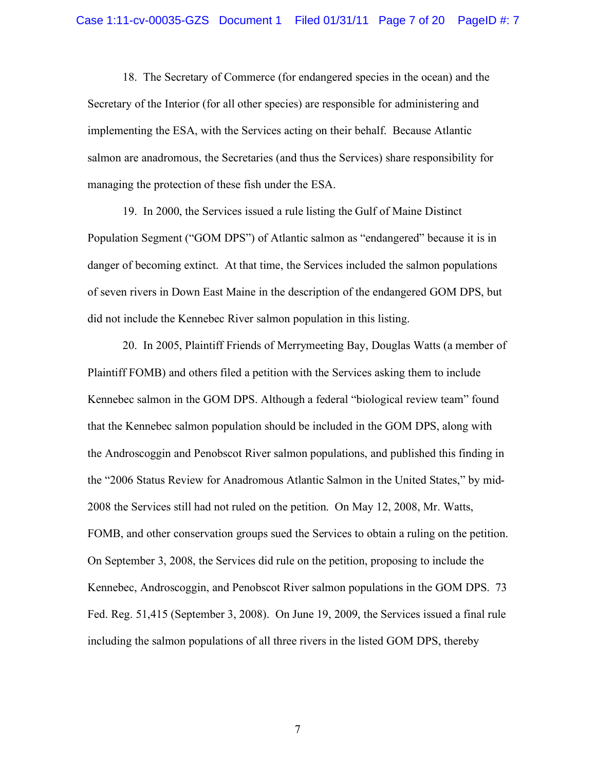18. The Secretary of Commerce (for endangered species in the ocean) and the Secretary of the Interior (for all other species) are responsible for administering and implementing the ESA, with the Services acting on their behalf. Because Atlantic salmon are anadromous, the Secretaries (and thus the Services) share responsibility for managing the protection of these fish under the ESA.

19. In 2000, the Services issued a rule listing the Gulf of Maine Distinct Population Segment ("GOM DPS") of Atlantic salmon as "endangered" because it is in danger of becoming extinct. At that time, the Services included the salmon populations of seven rivers in Down East Maine in the description of the endangered GOM DPS, but did not include the Kennebec River salmon population in this listing.

20. In 2005, Plaintiff Friends of Merrymeeting Bay, Douglas Watts (a member of Plaintiff FOMB) and others filed a petition with the Services asking them to include Kennebec salmon in the GOM DPS. Although a federal "biological review team" found that the Kennebec salmon population should be included in the GOM DPS, along with the Androscoggin and Penobscot River salmon populations, and published this finding in the "2006 Status Review for Anadromous Atlantic Salmon in the United States," by mid-2008 the Services still had not ruled on the petition. On May 12, 2008, Mr. Watts, FOMB, and other conservation groups sued the Services to obtain a ruling on the petition. On September 3, 2008, the Services did rule on the petition, proposing to include the Kennebec, Androscoggin, and Penobscot River salmon populations in the GOM DPS. 73 Fed. Reg. 51,415 (September 3, 2008). On June 19, 2009, the Services issued a final rule including the salmon populations of all three rivers in the listed GOM DPS, thereby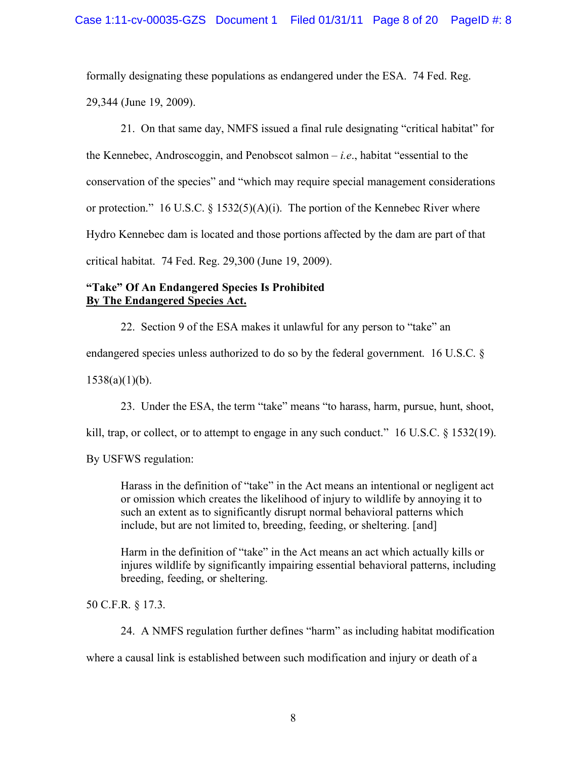formally designating these populations as endangered under the ESA. 74 Fed. Reg. 29,344 (June 19, 2009).

21. On that same day, NMFS issued a final rule designating "critical habitat" for the Kennebec, Androscoggin, and Penobscot salmon – *i.e.*, habitat "essential to the conservation of the species" and "which may require special management considerations or protection." 16 U.S.C. § 1532(5)(A)(i). The portion of the Kennebec River where Hydro Kennebec dam is located and those portions affected by the dam are part of that critical habitat. 74 Fed. Reg. 29,300 (June 19, 2009).

**"Take" Of An Endangered Species Is Prohibited**
**<u>By The Endangered Species Act.</u>**

22. Section 9 of the ESA makes it unlawful for any person to "take" an endangered species unless authorized to do so by the federal government. 16 U.S.C. § 1538(a)(1)(b).

23. Under the ESA, the term "take" means "to harass, harm, pursue, hunt, shoot, kill, trap, or collect, or to attempt to engage in any such conduct." 16 U.S.C. § 1532(19). By USFWS regulation:

> Harass in the definition of "take" in the Act means an intentional or negligent act or omission which creates the likelihood of injury to wildlife by annoying it to such an extent as to significantly disrupt normal behavioral patterns which include, but are not limited to, breeding, feeding, or sheltering. [and]
>
> Harm in the definition of "take" in the Act means an act which actually kills or injures wildlife by significantly impairing essential behavioral patterns, including breeding, feeding, or sheltering.

50 C.F.R. § 17.3.

24. A NMFS regulation further defines "harm" as including habitat modification where a causal link is established between such modification and injury or death of a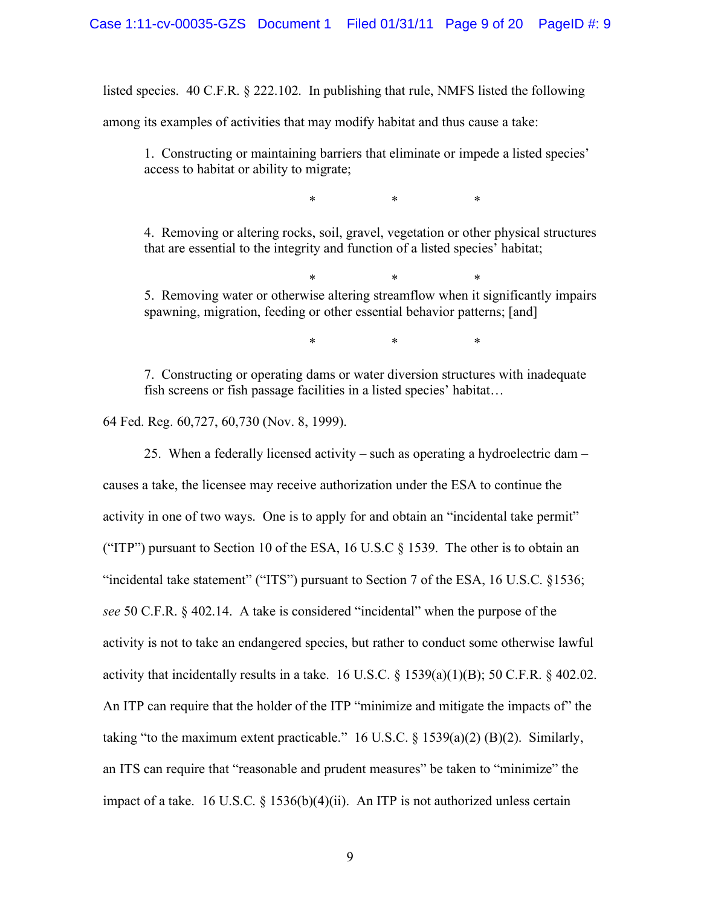listed species. 40 C.F.R. § 222.102. In publishing that rule, NMFS listed the following among its examples of activities that may modify habitat and thus cause a take:

> 1. Constructing or maintaining barriers that eliminate or impede a listed species' access to habitat or ability to migrate;
>
> \* \* \*
>
> 4. Removing or altering rocks, soil, gravel, vegetation or other physical structures that are essential to the integrity and function of a listed species' habitat;
>
> \* \* \*
>
> 5. Removing water or otherwise altering streamflow when it significantly impairs spawning, migration, feeding or other essential behavior patterns; [and]
>
> \* \* \*
>
> 7. Constructing or operating dams or water diversion structures with inadequate fish screens or fish passage facilities in a listed species' habitat…

64 Fed. Reg. 60,727, 60,730 (Nov. 8, 1999).

25. When a federally licensed activity – such as operating a hydroelectric dam – causes a take, the licensee may receive authorization under the ESA to continue the activity in one of two ways. One is to apply for and obtain an "incidental take permit" ("ITP") pursuant to Section 10 of the ESA, 16 U.S.C § 1539. The other is to obtain an "incidental take statement" ("ITS") pursuant to Section 7 of the ESA, 16 U.S.C. §1536; *see* 50 C.F.R. § 402.14. A take is considered "incidental" when the purpose of the activity is not to take an endangered species, but rather to conduct some otherwise lawful activity that incidentally results in a take. 16 U.S.C. § 1539(a)(1)(B); 50 C.F.R. § 402.02. An ITP can require that the holder of the ITP "minimize and mitigate the impacts of" the taking "to the maximum extent practicable." 16 U.S.C. § 1539(a)(2) (B)(2). Similarly, an ITS can require that "reasonable and prudent measures" be taken to "minimize" the impact of a take. 16 U.S.C. § 1536(b)(4)(ii). An ITP is not authorized unless certain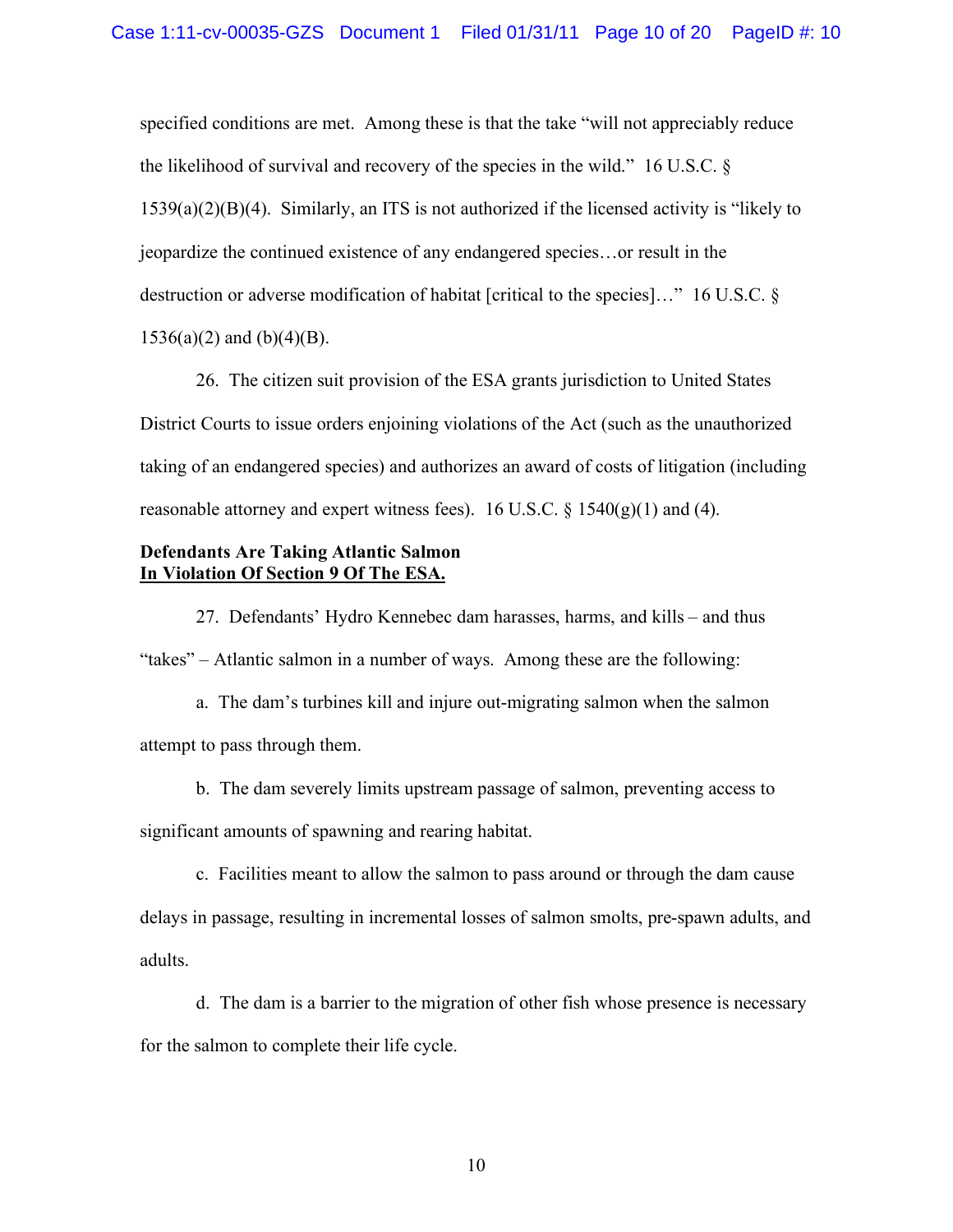specified conditions are met. Among these is that the take "will not appreciably reduce the likelihood of survival and recovery of the species in the wild." 16 U.S.C. § 1539(a)(2)(B)(4). Similarly, an ITS is not authorized if the licensed activity is "likely to jeopardize the continued existence of any endangered species…or result in the destruction or adverse modification of habitat [critical to the species]…" 16 U.S.C. § 1536(a)(2) and (b)(4)(B).

26. The citizen suit provision of the ESA grants jurisdiction to United States District Courts to issue orders enjoining violations of the Act (such as the unauthorized taking of an endangered species) and authorizes an award of costs of litigation (including reasonable attorney and expert witness fees). 16 U.S.C. § 1540(g)(1) and (4).

**Defendants Are Taking Atlantic Salmon**
**<u>In Violation Of Section 9 Of The ESA.</u>**

27. Defendants' Hydro Kennebec dam harasses, harms, and kills – and thus "takes" – Atlantic salmon in a number of ways. Among these are the following:

a. The dam's turbines kill and injure out-migrating salmon when the salmon attempt to pass through them.

b. The dam severely limits upstream passage of salmon, preventing access to significant amounts of spawning and rearing habitat.

c. Facilities meant to allow the salmon to pass around or through the dam cause delays in passage, resulting in incremental losses of salmon smolts, pre-spawn adults, and adults.

d. The dam is a barrier to the migration of other fish whose presence is necessary for the salmon to complete their life cycle.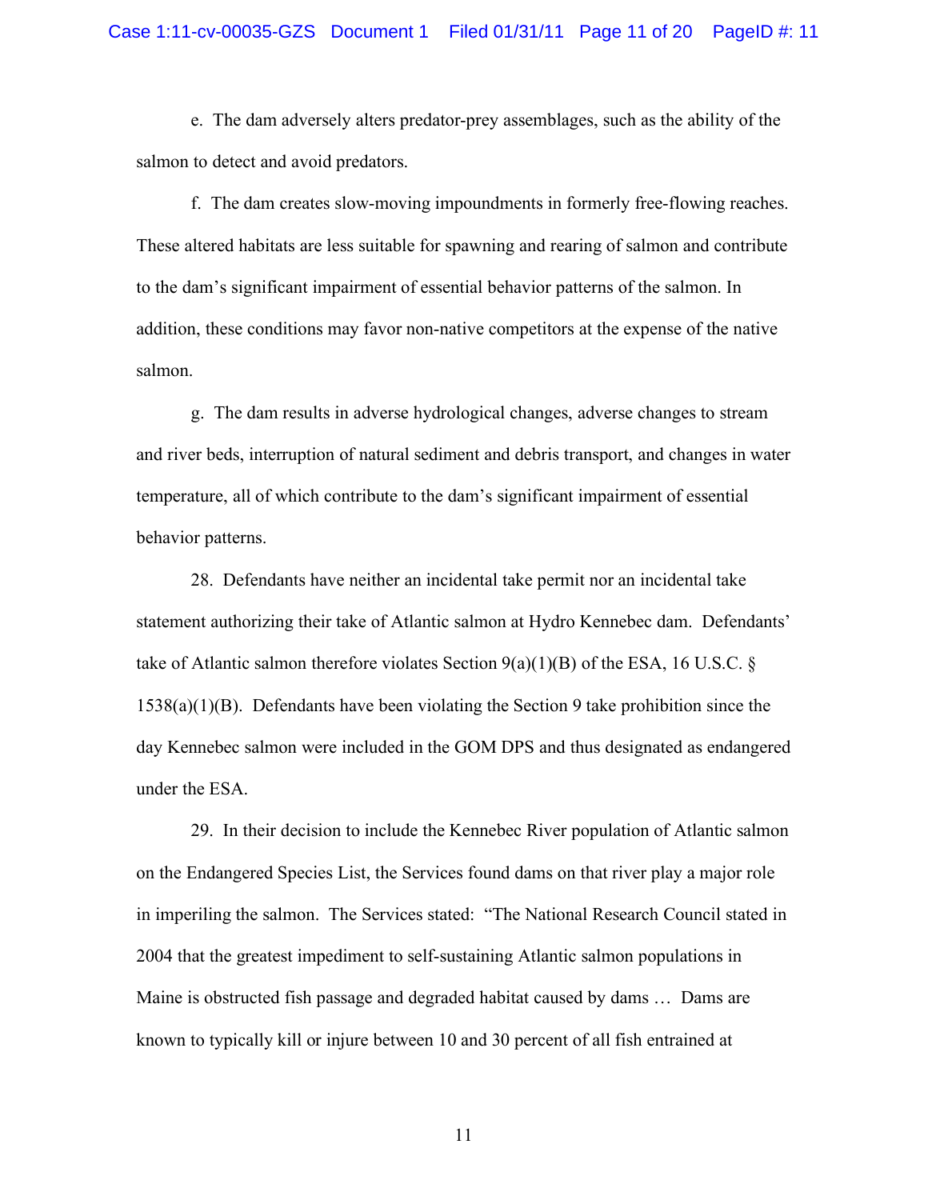e. The dam adversely alters predator-prey assemblages, such as the ability of the salmon to detect and avoid predators.

f. The dam creates slow-moving impoundments in formerly free-flowing reaches. These altered habitats are less suitable for spawning and rearing of salmon and contribute to the dam's significant impairment of essential behavior patterns of the salmon. In addition, these conditions may favor non-native competitors at the expense of the native salmon.

g. The dam results in adverse hydrological changes, adverse changes to stream and river beds, interruption of natural sediment and debris transport, and changes in water temperature, all of which contribute to the dam's significant impairment of essential behavior patterns.

28. Defendants have neither an incidental take permit nor an incidental take statement authorizing their take of Atlantic salmon at Hydro Kennebec dam. Defendants' take of Atlantic salmon therefore violates Section 9(a)(1)(B) of the ESA, 16 U.S.C. § 1538(a)(1)(B). Defendants have been violating the Section 9 take prohibition since the day Kennebec salmon were included in the GOM DPS and thus designated as endangered under the ESA.

29. In their decision to include the Kennebec River population of Atlantic salmon on the Endangered Species List, the Services found dams on that river play a major role in imperiling the salmon. The Services stated: "The National Research Council stated in 2004 that the greatest impediment to self-sustaining Atlantic salmon populations in Maine is obstructed fish passage and degraded habitat caused by dams … Dams are known to typically kill or injure between 10 and 30 percent of all fish entrained at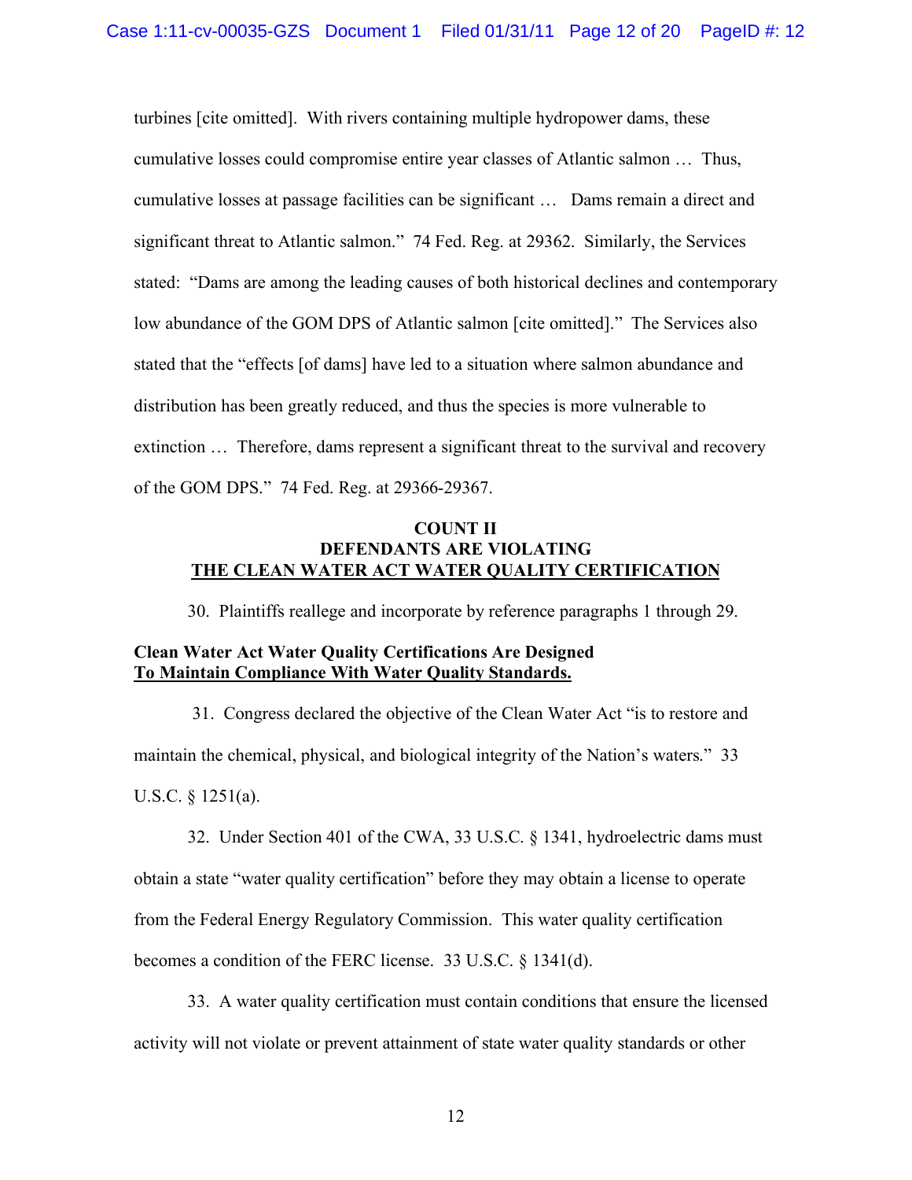turbines [cite omitted]. With rivers containing multiple hydropower dams, these cumulative losses could compromise entire year classes of Atlantic salmon … Thus, cumulative losses at passage facilities can be significant … Dams remain a direct and significant threat to Atlantic salmon." 74 Fed. Reg. at 29362. Similarly, the Services stated: "Dams are among the leading causes of both historical declines and contemporary low abundance of the GOM DPS of Atlantic salmon [cite omitted]." The Services also stated that the "effects [of dams] have led to a situation where salmon abundance and distribution has been greatly reduced, and thus the species is more vulnerable to extinction … Therefore, dams represent a significant threat to the survival and recovery of the GOM DPS." 74 Fed. Reg. at 29366-29367.

## COUNT II
## DEFENDANTS ARE VIOLATING
## THE CLEAN WATER ACT WATER QUALITY CERTIFICATION

30. Plaintiffs reallege and incorporate by reference paragraphs 1 through 29.

**Clean Water Act Water Quality Certifications Are Designed To Maintain Compliance With Water Quality Standards.**

31. Congress declared the objective of the Clean Water Act "is to restore and maintain the chemical, physical, and biological integrity of the Nation's waters." 33 U.S.C. § 1251(a).

32. Under Section 401 of the CWA, 33 U.S.C. § 1341, hydroelectric dams must obtain a state "water quality certification" before they may obtain a license to operate from the Federal Energy Regulatory Commission. This water quality certification becomes a condition of the FERC license. 33 U.S.C. § 1341(d).

33. A water quality certification must contain conditions that ensure the licensed activity will not violate or prevent attainment of state water quality standards or other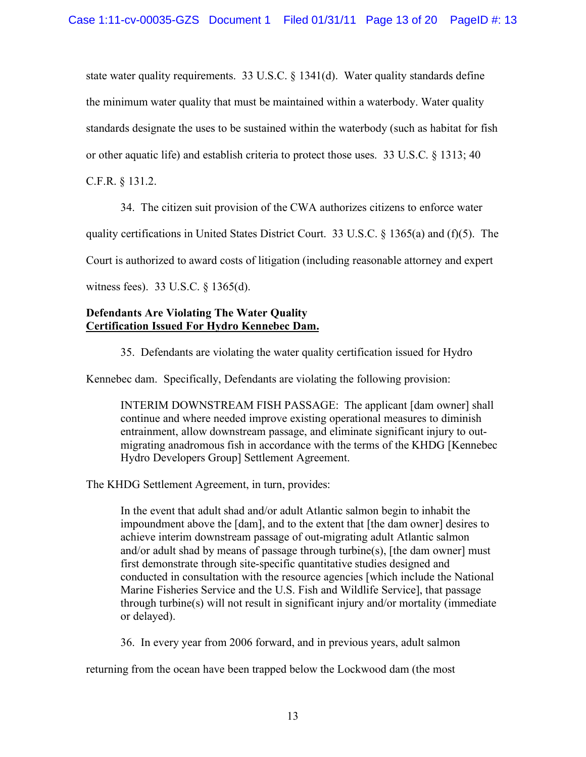state water quality requirements. 33 U.S.C. § 1341(d). Water quality standards define the minimum water quality that must be maintained within a waterbody. Water quality standards designate the uses to be sustained within the waterbody (such as habitat for fish or other aquatic life) and establish criteria to protect those uses. 33 U.S.C. § 1313; 40 C.F.R. § 131.2.

34. The citizen suit provision of the CWA authorizes citizens to enforce water quality certifications in United States District Court. 33 U.S.C. § 1365(a) and (f)(5). The Court is authorized to award costs of litigation (including reasonable attorney and expert witness fees). 33 U.S.C. § 1365(d).

**Defendants Are Violating The Water Quality**
**<u>Certification Issued For Hydro Kennebec Dam.</u>**

35. Defendants are violating the water quality certification issued for Hydro Kennebec dam. Specifically, Defendants are violating the following provision:

> INTERIM DOWNSTREAM FISH PASSAGE: The applicant [dam owner] shall continue and where needed improve existing operational measures to diminish entrainment, allow downstream passage, and eliminate significant injury to out-migrating anadromous fish in accordance with the terms of the KHDG [Kennebec Hydro Developers Group] Settlement Agreement.

The KHDG Settlement Agreement, in turn, provides:

> In the event that adult shad and/or adult Atlantic salmon begin to inhabit the impoundment above the [dam], and to the extent that [the dam owner] desires to achieve interim downstream passage of out-migrating adult Atlantic salmon and/or adult shad by means of passage through turbine(s), [the dam owner] must first demonstrate through site-specific quantitative studies designed and conducted in consultation with the resource agencies [which include the National Marine Fisheries Service and the U.S. Fish and Wildlife Service], that passage through turbine(s) will not result in significant injury and/or mortality (immediate or delayed).

36. In every year from 2006 forward, and in previous years, adult salmon returning from the ocean have been trapped below the Lockwood dam (the most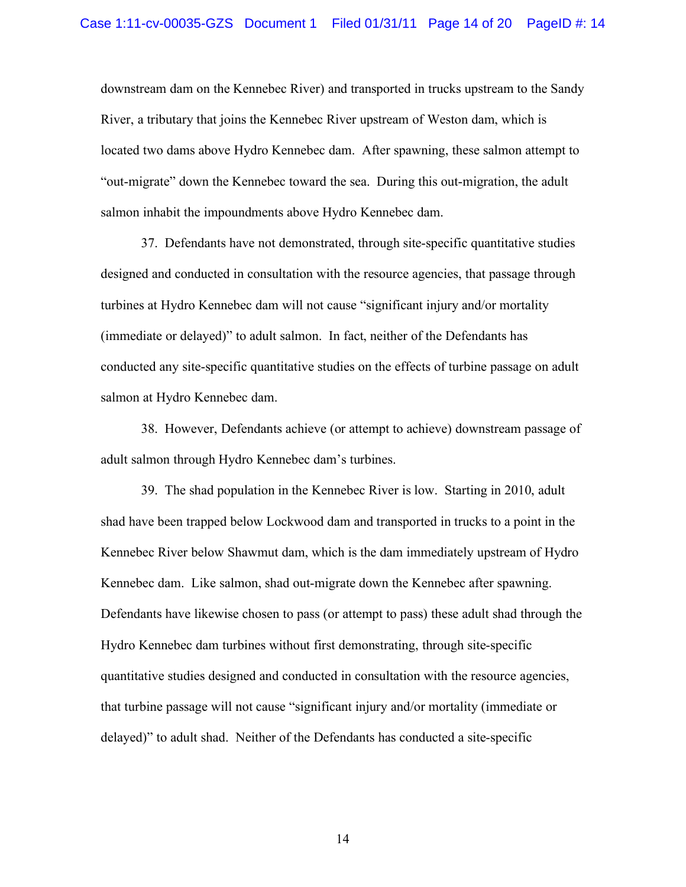downstream dam on the Kennebec River) and transported in trucks upstream to the Sandy River, a tributary that joins the Kennebec River upstream of Weston dam, which is located two dams above Hydro Kennebec dam. After spawning, these salmon attempt to "out-migrate" down the Kennebec toward the sea. During this out-migration, the adult salmon inhabit the impoundments above Hydro Kennebec dam.

37. Defendants have not demonstrated, through site-specific quantitative studies designed and conducted in consultation with the resource agencies, that passage through turbines at Hydro Kennebec dam will not cause "significant injury and/or mortality (immediate or delayed)" to adult salmon. In fact, neither of the Defendants has conducted any site-specific quantitative studies on the effects of turbine passage on adult salmon at Hydro Kennebec dam.

38. However, Defendants achieve (or attempt to achieve) downstream passage of adult salmon through Hydro Kennebec dam's turbines.

39. The shad population in the Kennebec River is low. Starting in 2010, adult shad have been trapped below Lockwood dam and transported in trucks to a point in the Kennebec River below Shawmut dam, which is the dam immediately upstream of Hydro Kennebec dam. Like salmon, shad out-migrate down the Kennebec after spawning. Defendants have likewise chosen to pass (or attempt to pass) these adult shad through the Hydro Kennebec dam turbines without first demonstrating, through site-specific quantitative studies designed and conducted in consultation with the resource agencies, that turbine passage will not cause "significant injury and/or mortality (immediate or delayed)" to adult shad. Neither of the Defendants has conducted a site-specific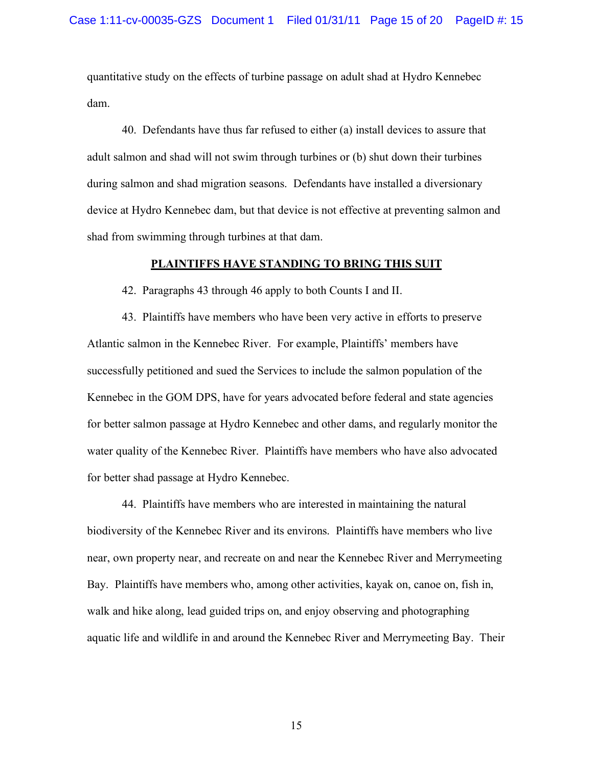quantitative study on the effects of turbine passage on adult shad at Hydro Kennebec dam.

40. Defendants have thus far refused to either (a) install devices to assure that adult salmon and shad will not swim through turbines or (b) shut down their turbines during salmon and shad migration seasons. Defendants have installed a diversionary device at Hydro Kennebec dam, but that device is not effective at preventing salmon and shad from swimming through turbines at that dam.

## PLAINTIFFS HAVE STANDING TO BRING THIS SUIT

42. Paragraphs 43 through 46 apply to both Counts I and II.

43. Plaintiffs have members who have been very active in efforts to preserve Atlantic salmon in the Kennebec River. For example, Plaintiffs' members have successfully petitioned and sued the Services to include the salmon population of the Kennebec in the GOM DPS, have for years advocated before federal and state agencies for better salmon passage at Hydro Kennebec and other dams, and regularly monitor the water quality of the Kennebec River. Plaintiffs have members who have also advocated for better shad passage at Hydro Kennebec.

44. Plaintiffs have members who are interested in maintaining the natural biodiversity of the Kennebec River and its environs. Plaintiffs have members who live near, own property near, and recreate on and near the Kennebec River and Merrymeeting Bay. Plaintiffs have members who, among other activities, kayak on, canoe on, fish in, walk and hike along, lead guided trips on, and enjoy observing and photographing aquatic life and wildlife in and around the Kennebec River and Merrymeeting Bay. Their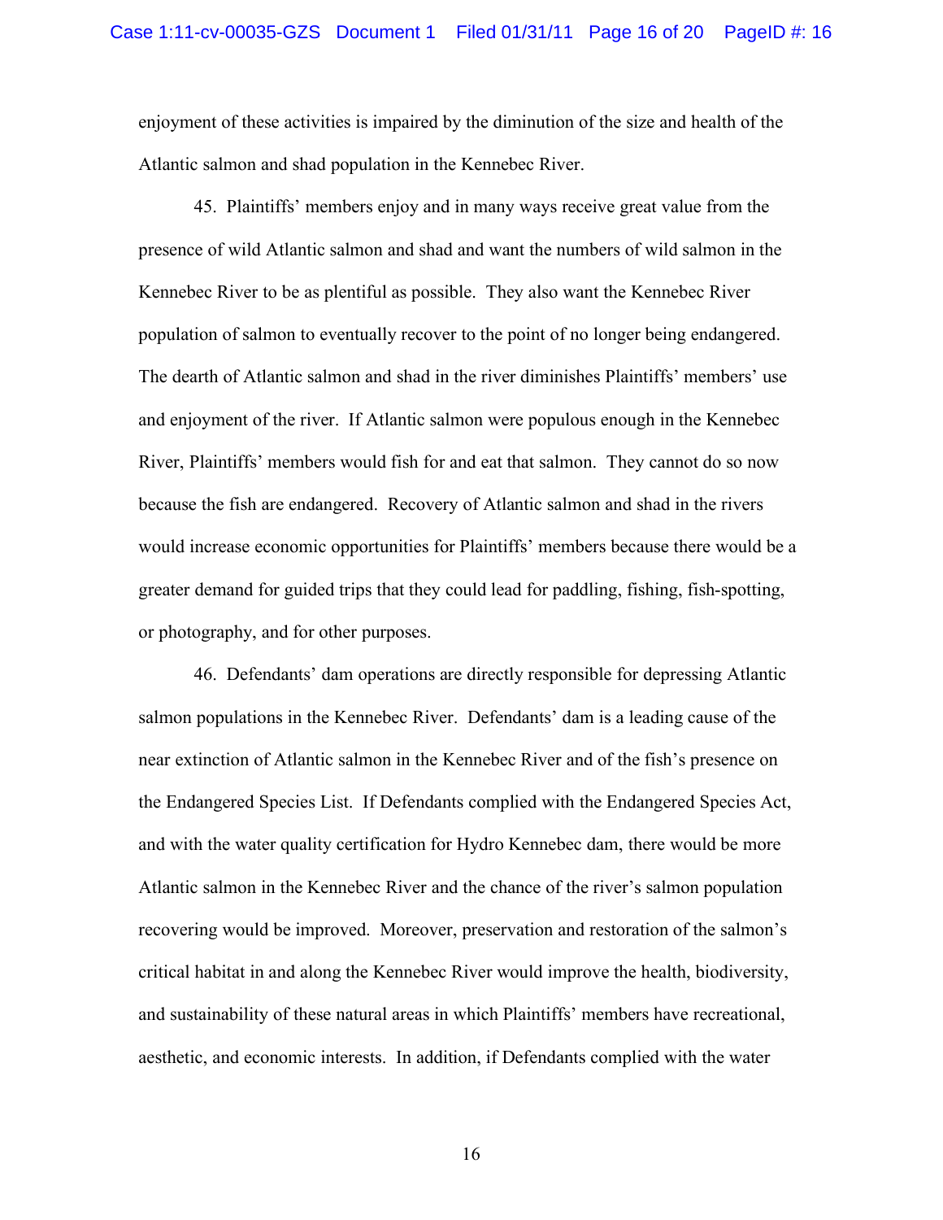enjoyment of these activities is impaired by the diminution of the size and health of the Atlantic salmon and shad population in the Kennebec River.

45. Plaintiffs' members enjoy and in many ways receive great value from the presence of wild Atlantic salmon and shad and want the numbers of wild salmon in the Kennebec River to be as plentiful as possible. They also want the Kennebec River population of salmon to eventually recover to the point of no longer being endangered. The dearth of Atlantic salmon and shad in the river diminishes Plaintiffs' members' use and enjoyment of the river. If Atlantic salmon were populous enough in the Kennebec River, Plaintiffs' members would fish for and eat that salmon. They cannot do so now because the fish are endangered. Recovery of Atlantic salmon and shad in the rivers would increase economic opportunities for Plaintiffs' members because there would be a greater demand for guided trips that they could lead for paddling, fishing, fish-spotting, or photography, and for other purposes.

46. Defendants' dam operations are directly responsible for depressing Atlantic salmon populations in the Kennebec River. Defendants' dam is a leading cause of the near extinction of Atlantic salmon in the Kennebec River and of the fish's presence on the Endangered Species List. If Defendants complied with the Endangered Species Act, and with the water quality certification for Hydro Kennebec dam, there would be more Atlantic salmon in the Kennebec River and the chance of the river's salmon population recovering would be improved. Moreover, preservation and restoration of the salmon's critical habitat in and along the Kennebec River would improve the health, biodiversity, and sustainability of these natural areas in which Plaintiffs' members have recreational, aesthetic, and economic interests. In addition, if Defendants complied with the water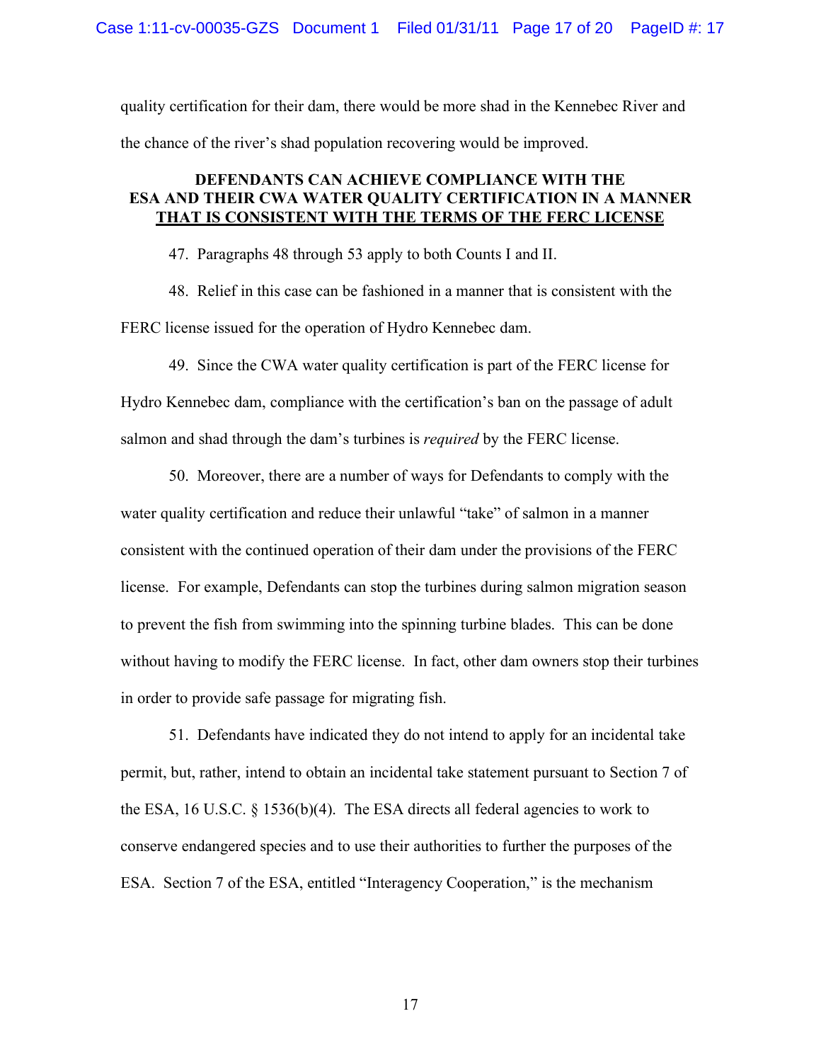quality certification for their dam, there would be more shad in the Kennebec River and the chance of the river's shad population recovering would be improved.

**DEFENDANTS CAN ACHIEVE COMPLIANCE WITH THE ESA AND THEIR CWA WATER QUALITY CERTIFICATION IN A MANNER <u>THAT IS CONSISTENT WITH THE TERMS OF THE FERC LICENSE</u>**

47. Paragraphs 48 through 53 apply to both Counts I and II.

48. Relief in this case can be fashioned in a manner that is consistent with the FERC license issued for the operation of Hydro Kennebec dam.

49. Since the CWA water quality certification is part of the FERC license for Hydro Kennebec dam, compliance with the certification's ban on the passage of adult salmon and shad through the dam's turbines is *required* by the FERC license.

50. Moreover, there are a number of ways for Defendants to comply with the water quality certification and reduce their unlawful "take" of salmon in a manner consistent with the continued operation of their dam under the provisions of the FERC license. For example, Defendants can stop the turbines during salmon migration season to prevent the fish from swimming into the spinning turbine blades. This can be done without having to modify the FERC license. In fact, other dam owners stop their turbines in order to provide safe passage for migrating fish.

51. Defendants have indicated they do not intend to apply for an incidental take permit, but, rather, intend to obtain an incidental take statement pursuant to Section 7 of the ESA, 16 U.S.C. § 1536(b)(4). The ESA directs all federal agencies to work to conserve endangered species and to use their authorities to further the purposes of the ESA. Section 7 of the ESA, entitled "Interagency Cooperation," is the mechanism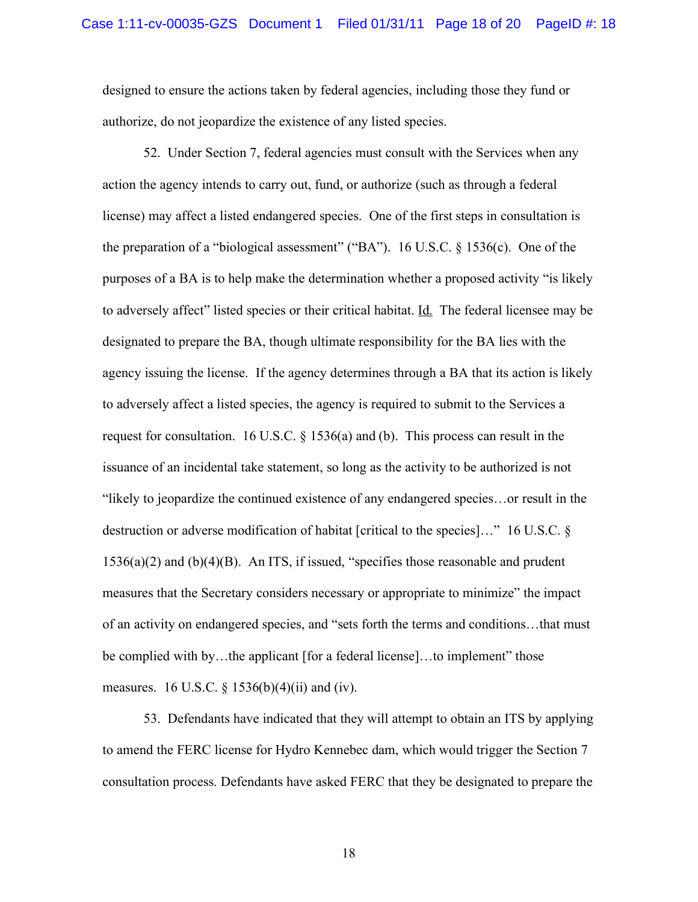designed to ensure the actions taken by federal agencies, including those they fund or authorize, do not jeopardize the existence of any listed species.

52. Under Section 7, federal agencies must consult with the Services when any action the agency intends to carry out, fund, or authorize (such as through a federal license) may affect a listed endangered species. One of the first steps in consultation is the preparation of a "biological assessment" ("BA"). 16 U.S.C. § 1536(c). One of the purposes of a BA is to help make the determination whether a proposed activity "is likely to adversely affect" listed species or their critical habitat. Id. The federal licensee may be designated to prepare the BA, though ultimate responsibility for the BA lies with the agency issuing the license. If the agency determines through a BA that its action is likely to adversely affect a listed species, the agency is required to submit to the Services a request for consultation. 16 U.S.C. § 1536(a) and (b). This process can result in the issuance of an incidental take statement, so long as the activity to be authorized is not "likely to jeopardize the continued existence of any endangered species…or result in the destruction or adverse modification of habitat [critical to the species]…" 16 U.S.C. § 1536(a)(2) and (b)(4)(B). An ITS, if issued, "specifies those reasonable and prudent measures that the Secretary considers necessary or appropriate to minimize" the impact of an activity on endangered species, and "sets forth the terms and conditions…that must be complied with by…the applicant [for a federal license]…to implement" those measures. 16 U.S.C. § 1536(b)(4)(ii) and (iv).

53. Defendants have indicated that they will attempt to obtain an ITS by applying to amend the FERC license for Hydro Kennebec dam, which would trigger the Section 7 consultation process. Defendants have asked FERC that they be designated to prepare the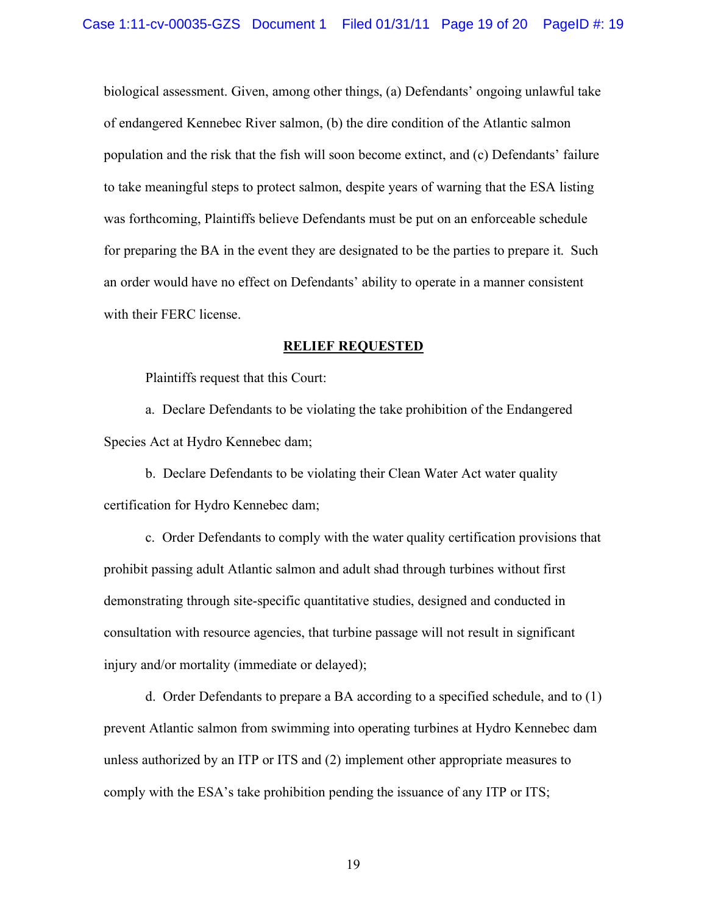biological assessment. Given, among other things, (a) Defendants' ongoing unlawful take of endangered Kennebec River salmon, (b) the dire condition of the Atlantic salmon population and the risk that the fish will soon become extinct, and (c) Defendants' failure to take meaningful steps to protect salmon, despite years of warning that the ESA listing was forthcoming, Plaintiffs believe Defendants must be put on an enforceable schedule for preparing the BA in the event they are designated to be the parties to prepare it. Such an order would have no effect on Defendants' ability to operate in a manner consistent with their FERC license.

**RELIEF REQUESTED**

Plaintiffs request that this Court:

a. Declare Defendants to be violating the take prohibition of the Endangered Species Act at Hydro Kennebec dam;

b. Declare Defendants to be violating their Clean Water Act water quality certification for Hydro Kennebec dam;

c. Order Defendants to comply with the water quality certification provisions that prohibit passing adult Atlantic salmon and adult shad through turbines without first demonstrating through site-specific quantitative studies, designed and conducted in consultation with resource agencies, that turbine passage will not result in significant injury and/or mortality (immediate or delayed);

d. Order Defendants to prepare a BA according to a specified schedule, and to (1) prevent Atlantic salmon from swimming into operating turbines at Hydro Kennebec dam unless authorized by an ITP or ITS and (2) implement other appropriate measures to comply with the ESA's take prohibition pending the issuance of any ITP or ITS;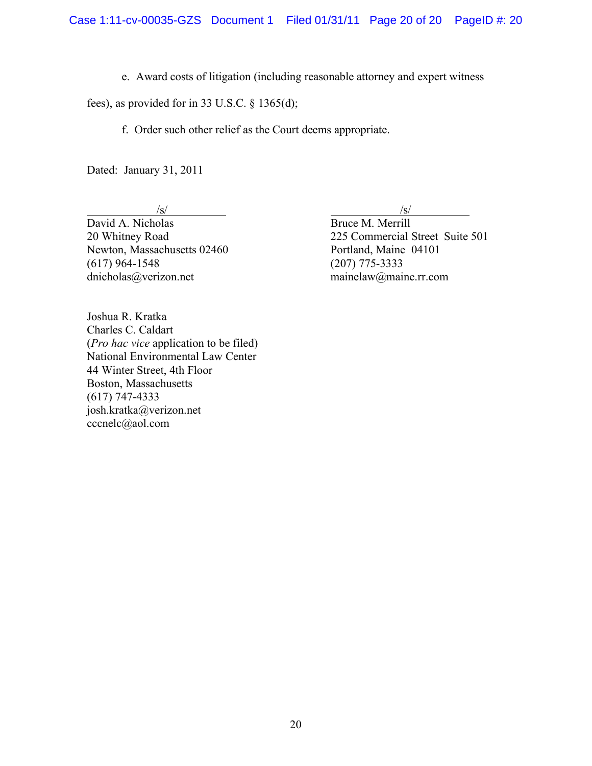e. Award costs of litigation (including reasonable attorney and expert witness fees), as provided for in 33 U.S.C. § 1365(d);

f. Order such other relief as the Court deems appropriate.

Dated: January 31, 2011

/s/
David A. Nicholas
20 Whitney Road
Newton, Massachusetts 02460
(617) 964-1548
dnicholas@verizon.net

/s/
Bruce M. Merrill
225 Commercial Street Suite 501
Portland, Maine 04101
(207) 775-3333
mainelaw@maine.rr.com

Joshua R. Kratka
Charles C. Caldart
(*Pro hac vice* application to be filed)
National Environmental Law Center
44 Winter Street, 4th Floor
Boston, Massachusetts
(617) 747-4333
josh.kratka@verizon.net
cccnelc@aol.com